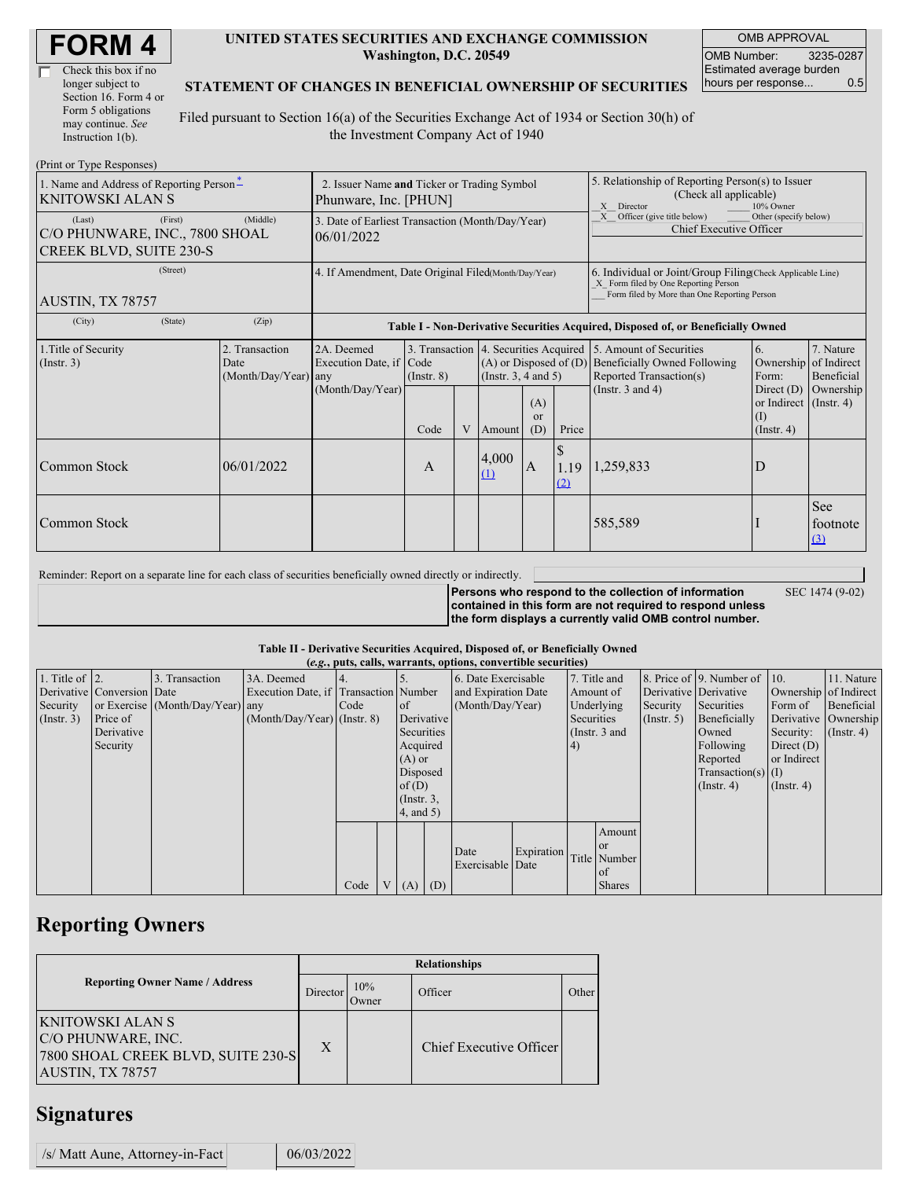# FORM 4

☐ Check this box if no longer subject to Section 16. Form 4 or Form 5 obligations may continue. *See* Instruction 1(b).

**UNITED STATES SECURITIES AND EXCHANGE COMMISSION**
**Washington, D.C. 20549**

**STATEMENT OF CHANGES IN BENEFICIAL OWNERSHIP OF SECURITIES**

Filed pursuant to Section 16(a) of the Securities Exchange Act of 1934 or Section 30(h) of the Investment Company Act of 1940

| OMB APPROVAL | |
|---|---|
| OMB Number: | 3235-0287 |
| Estimated average burden hours per response... | 0.5 |

(Print or Type Responses)

| 1. Name and Address of Reporting Person* | 2. Issuer Name and Ticker or Trading Symbol | 5. Relationship of Reporting Person(s) to Issuer (Check all applicable) |
|---|---|---|
| KNITOWSKI ALAN S | Phunware, Inc. [PHUN] | X Director ___ 10% Owner |
| (Last) (First) (Middle) C/O PHUNWARE, INC., 7800 SHOAL CREEK BLVD, SUITE 230-S | 3. Date of Earliest Transaction (Month/Day/Year) 06/01/2022 | X Officer (give title below) ___ Other (specify below) Chief Executive Officer |
| (Street) AUSTIN, TX 78757 | 4. If Amendment, Date Original Filed (Month/Day/Year) | 6. Individual or Joint/Group Filing (Check Applicable Line) X Form filed by One Reporting Person ___ Form filed by More than One Reporting Person |
| (City) (State) (Zip) | | |

**Table I - Non-Derivative Securities Acquired, Disposed of, or Beneficially Owned**

| 1.Title of Security (Instr. 3) | 2. Transaction Date (Month/Day/Year) | 2A. Deemed Execution Date, if any (Month/Day/Year) | 3. Transaction Code (Instr. 8) Code | V | 4. Securities Acquired (A) or Disposed of (D) (Instr. 3, 4 and 5) Amount | (A) or (D) | Price | 5. Amount of Securities Beneficially Owned Following Reported Transaction(s) (Instr. 3 and 4) | 6. Ownership Form: Direct (D) or Indirect (I) (Instr. 4) | 7. Nature of Indirect Beneficial Ownership (Instr. 4) |
|---|---|---|---|---|---|---|---|---|---|---|
| Common Stock | 06/01/2022 | | A | | 4,000 (1) | A | $ 1.19 (2) | 1,259,833 | D | |
| Common Stock | | | | | | | | 585,589 | I | See footnote (3) |

Reminder: Report on a separate line for each class of securities beneficially owned directly or indirectly.

**Persons who respond to the collection of information contained in this form are not required to respond unless the form displays a currently valid OMB control number.** SEC 1474 (9-02)

**Table II - Derivative Securities Acquired, Disposed of, or Beneficially Owned**
***(e.g., puts, calls, warrants, options, convertible securities)***

| 1. Title of Derivative Security (Instr. 3) | 2. Conversion or Exercise Price of Derivative Security | 3. Transaction Date (Month/Day/Year) | 3A. Deemed Execution Date, if any (Month/Day/Year) | 4. Transaction Code (Instr. 8) Code | V | 5. Number of Derivative Securities Acquired (A) or Disposed of (D) (Instr. 3, 4, and 5) (A) | (D) | 6. Date Exercisable and Expiration Date (Month/Day/Year) Date Exercisable | Expiration Date | 7. Title and Amount of Underlying Securities (Instr. 3 and 4) Title | Amount or Number of Shares | 8. Price of Derivative Security (Instr. 5) | 9. Number of Derivative Securities Beneficially Owned Following Reported Transaction(s) (Instr. 4) | 10. Ownership Form of Derivative Security: Direct (D) or Indirect (I) (Instr. 4) | 11. Nature of Indirect Beneficial Ownership (Instr. 4) |
|---|---|---|---|---|---|---|---|---|---|---|---|---|---|---|---|

## Reporting Owners

| Reporting Owner Name / Address | Director | 10% Owner | Officer | Other |
|---|---|---|---|---|
| KNITOWSKI ALAN S C/O PHUNWARE, INC. 7800 SHOAL CREEK BLVD, SUITE 230-S AUSTIN, TX 78757 | X | | Chief Executive Officer | |

## Signatures

| /s/ Matt Aune, Attorney-in-Fact | 06/03/2022 |
|---|---|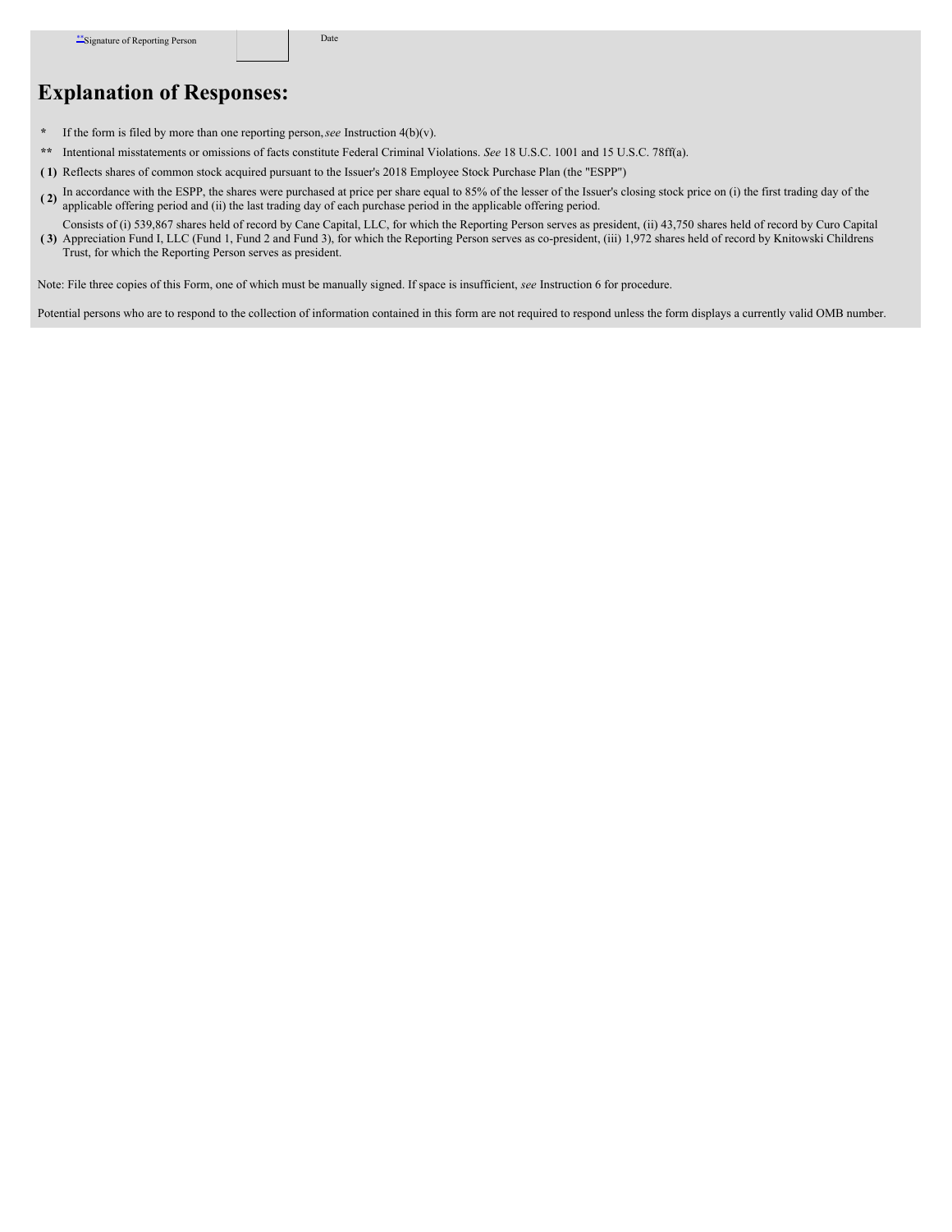| **Signature of Reporting Person | | Date |
| --- | --- | --- |

## Explanation of Responses:

- \* If the form is filed by more than one reporting person, *see* Instruction 4(b)(v).
- \*\* Intentional misstatements or omissions of facts constitute Federal Criminal Violations. *See* 18 U.S.C. 1001 and 15 U.S.C. 78ff(a).

**( 1)** Reflects shares of common stock acquired pursuant to the Issuer's 2018 Employee Stock Purchase Plan (the "ESPP")

**( 2)** In accordance with the ESPP, the shares were purchased at price per share equal to 85% of the lesser of the Issuer's closing stock price on (i) the first trading day of the applicable offering period and (ii) the last trading day of each purchase period in the applicable offering period.

**( 3)** Consists of (i) 539,867 shares held of record by Cane Capital, LLC, for which the Reporting Person serves as president, (ii) 43,750 shares held of record by Curo Capital Appreciation Fund I, LLC (Fund 1, Fund 2 and Fund 3), for which the Reporting Person serves as co-president, (iii) 1,972 shares held of record by Knitowski Childrens Trust, for which the Reporting Person serves as president.

Note: File three copies of this Form, one of which must be manually signed. If space is insufficient, *see* Instruction 6 for procedure.

Potential persons who are to respond to the collection of information contained in this form are not required to respond unless the form displays a currently valid OMB number.